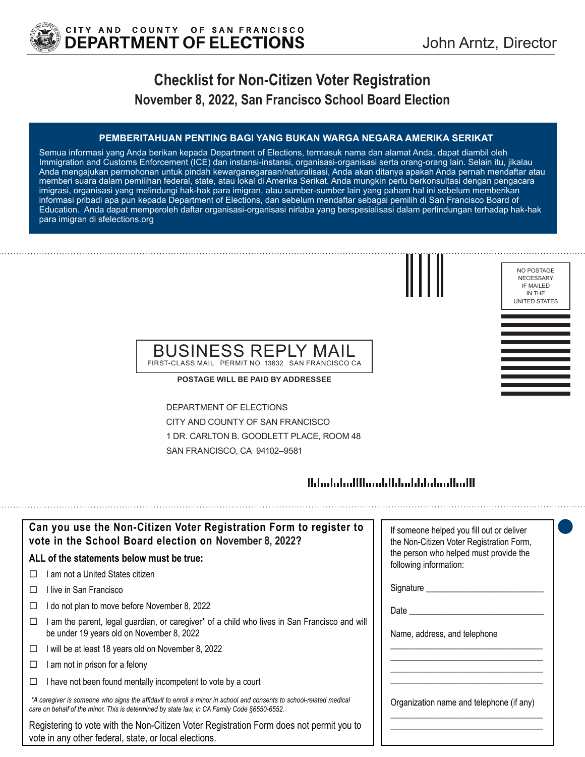CITY AND COUNTY OF SAN FRANCISCO
**DEPARTMENT OF ELECTIONS**

John Arntz, Director

# Checklist for Non-Citizen Voter Registration

## November 8, 2022, San Francisco School Board Election

**PEMBERITAHUAN PENTING BAGI YANG BUKAN WARGA NEGARA AMERIKA SERIKAT**

Semua informasi yang Anda berikan kepada Department of Elections, termasuk nama dan alamat Anda, dapat diambil oleh Immigration and Customs Enforcement (ICE) dan instansi-instansi, organisasi-organisasi serta orang-orang lain. Selain itu, jikalau Anda mengajukan permohonan untuk pindah kewarganegaraan/naturalisasi, Anda akan ditanya apakah Anda pernah mendaftar atau memberi suara dalam pemilihan federal, state, atau lokal di Amerika Serikat. Anda mungkin perlu berkonsultasi dengan pengacara imigrasi, organisasi yang melindungi hak-hak para imigran, atau sumber-sumber lain yang paham hal ini sebelum memberikan informasi pribadi apa pun kepada Department of Elections, dan sebelum mendaftar sebagai pemilih di San Francisco Board of Education. Anda dapat memperoleh daftar organisasi-organisasi nirlaba yang berspesialisasi dalam perlindungan terhadap hak-hak para imigran di sfelections.org

NO POSTAGE NECESSARY IF MAILED IN THE UNITED STATES

BUSINESS REPLY MAIL
FIRST-CLASS MAIL PERMIT NO. 13632 SAN FRANCISCO CA

**POSTAGE WILL BE PAID BY ADDRESSEE**

DEPARTMENT OF ELECTIONS
CITY AND COUNTY OF SAN FRANCISCO
1 DR. CARLTON B. GOODLETT PLACE, ROOM 48
SAN FRANCISCO, CA 94102–9581

**Can you use the Non-Citizen Voter Registration Form to register to vote in the School Board election on November 8, 2022?**

**ALL of the statements below must be true:**

- ☐ I am not a United States citizen
- ☐ I live in San Francisco
- ☐ I do not plan to move before November 8, 2022
- ☐ I am the parent, legal guardian, or caregiver* of a child who lives in San Francisco and will be under 19 years old on November 8, 2022
- ☐ I will be at least 18 years old on November 8, 2022
- ☐ I am not in prison for a felony
- ☐ I have not been found mentally incompetent to vote by a court

*\*A caregiver is someone who signs the affidavit to enroll a minor in school and consents to school-related medical care on behalf of the minor. This is determined by state law, in CA Family Code §6550-6552.*

Registering to vote with the Non-Citizen Voter Registration Form does not permit you to vote in any other federal, state, or local elections.

If someone helped you fill out or deliver the Non-Citizen Voter Registration Form, the person who helped must provide the following information:

Signature ___________________________

Date ___________________________

Name, address, and telephone

___________________________________
___________________________________
___________________________________
___________________________________

Organization name and telephone (if any)

___________________________________
___________________________________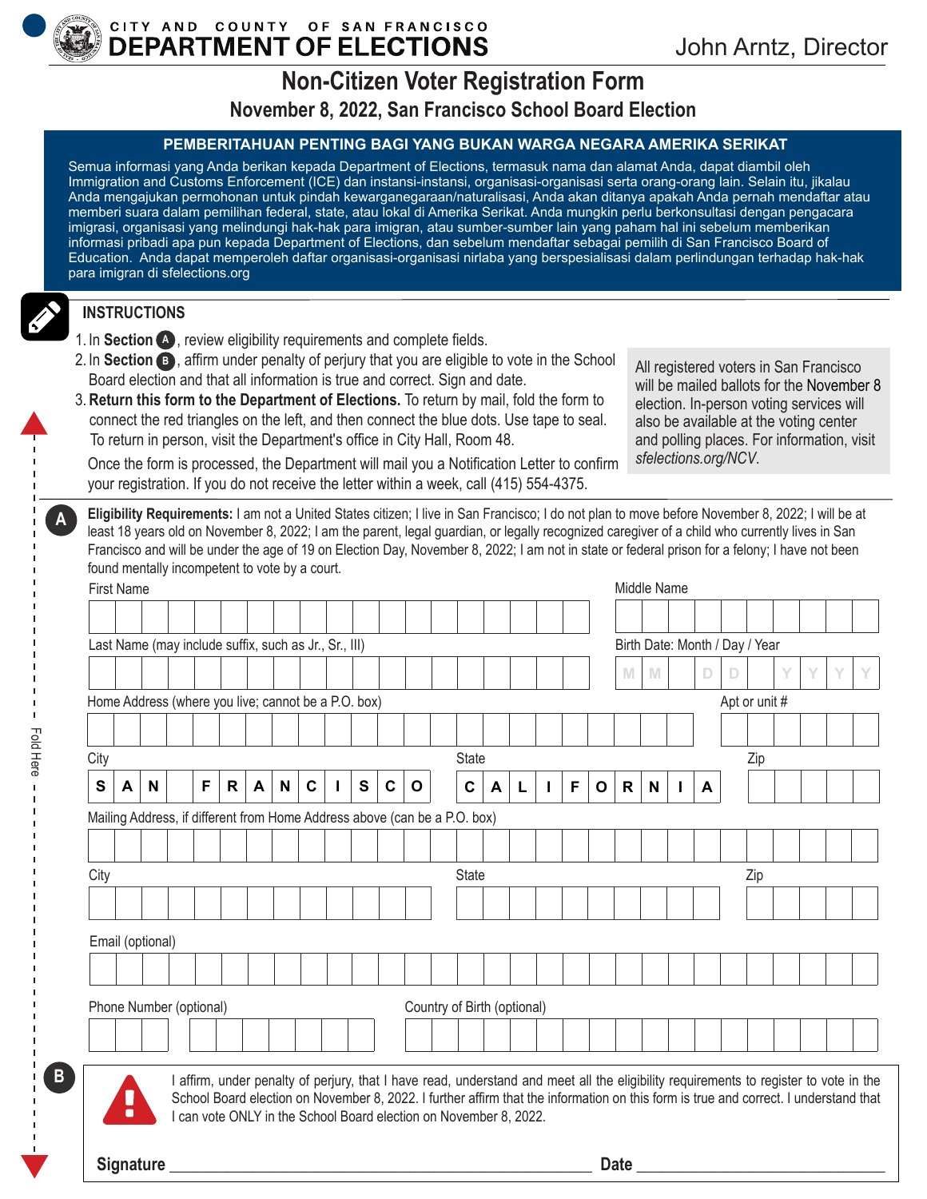CITY AND COUNTY OF SAN FRANCISCO
**DEPARTMENT OF ELECTIONS**

John Arntz, Director

# Non-Citizen Voter Registration Form

## November 8, 2022, San Francisco School Board Election

**PEMBERITAHUAN PENTING BAGI YANG BUKAN WARGA NEGARA AMERIKA SERIKAT**

Semua informasi yang Anda berikan kepada Department of Elections, termasuk nama dan alamat Anda, dapat diambil oleh Immigration and Customs Enforcement (ICE) dan instansi-instansi, organisasi-organisasi serta orang-orang lain. Selain itu, jikalau Anda mengajukan permohonan untuk pindah kewarganegaraan/naturalisasi, Anda akan ditanya apakah Anda pernah mendaftar atau memberi suara dalam pemilihan federal, state, atau lokal di Amerika Serikat. Anda mungkin perlu berkonsultasi dengan pengacara imigrasi, organisasi yang melindungi hak-hak para imigran, atau sumber-sumber lain yang paham hal ini sebelum memberikan informasi pribadi apa pun kepada Department of Elections, dan sebelum mendaftar sebagai pemilih di San Francisco Board of Education. Anda dapat memperoleh daftar organisasi-organisasi nirlaba yang berspesialisasi dalam perlindungan terhadap hak-hak para imigran di sfelections.org

### INSTRUCTIONS

1. In **Section A**, review eligibility requirements and complete fields.
2. In **Section B**, affirm under penalty of perjury that you are eligible to vote in the School Board election and that all information is true and correct. Sign and date.
3. **Return this form to the Department of Elections.** To return by mail, fold the form to connect the red triangles on the left, and then connect the blue dots. Use tape to seal. To return in person, visit the Department's office in City Hall, Room 48.

Once the form is processed, the Department will mail you a Notification Letter to confirm your registration. If you do not receive the letter within a week, call (415) 554-4375.

All registered voters in San Francisco will be mailed ballots for the November 8 election. In-person voting services will also be available at the voting center and polling places. For information, visit *sfelections.org/NCV*.

Fold Here

**A**

**Eligibility Requirements:** I am not a United States citizen; I live in San Francisco; I do not plan to move before November 8, 2022; I will be at least 18 years old on November 8, 2022; I am the parent, legal guardian, or legally recognized caregiver of a child who currently lives in San Francisco and will be under the age of 19 on Election Day, November 8, 2022; I am not in state or federal prison for a felony; I have not been found mentally incompetent to vote by a court.

First Name

Middle Name

Last Name (may include suffix, such as Jr., Sr., III)

Birth Date: Month / Day / Year
M M D D Y Y Y Y

Home Address (where you live; cannot be a P.O. box)

Apt or unit #

City
S A N F R A N C I S C O

State
C A L I F O R N I A

Zip

Mailing Address, if different from Home Address above (can be a P.O. box)

City

State

Zip

Email (optional)

Phone Number (optional)

Country of Birth (optional)

**B**

I affirm, under penalty of perjury, that I have read, understand and meet all the eligibility requirements to register to vote in the School Board election on November 8, 2022. I further affirm that the information on this form is true and correct. I understand that I can vote ONLY in the School Board election on November 8, 2022.

**Signature** ______________________________ **Date** ____________________